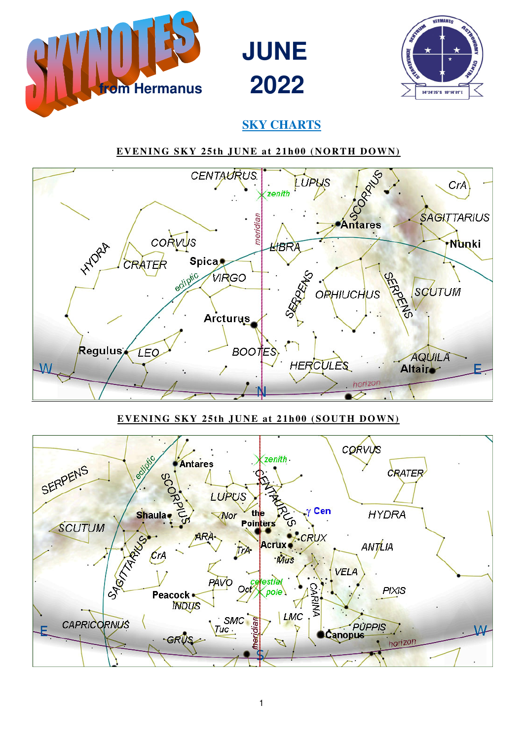# SKYNOTES from Hermanus

# JUNE 2022

## SKY CHARTS

### EVENING SKY 25th JUNE at 21h00 (NORTH DOWN)

CENTAURUS
LUPUS
SCORPIUS
CrA
zenith
meridian
Antares
SAGITTARIUS
Nunki
LIBRA
CORVUS
HYDRA
CRATER
Spica
ecliptic
VIRGO
SERPENS
OPHIUCHUS
SERPENS
SCUTUM
Arcturus
Regulus
LEO
BOOTES
HERCULES
AQUILA
Altair
W
E
N
horizon

### EVENING SKY 25th JUNE at 21h00 (SOUTH DOWN)

CORVUS
zenith
Antares
ecliptic
SERPENS
SCORPIUS
CENTAURUS
CRATER
LUPUS
γ Cen
HYDRA
Shaula
Nor
the Pointers
SCUTUM
ARA
CRUX
Acrux
ANTLIA
SAGITTARIUS
CrA
TrA
Mus
VELA
PAVO
celestial pole
Oct
CARINA
PIXIS
Peacock
INDUS
SMC
LMC
CAPRICORNUS
Tuc
meridian
PUPPIS
Canopus
E
GRUS
W
S
horizon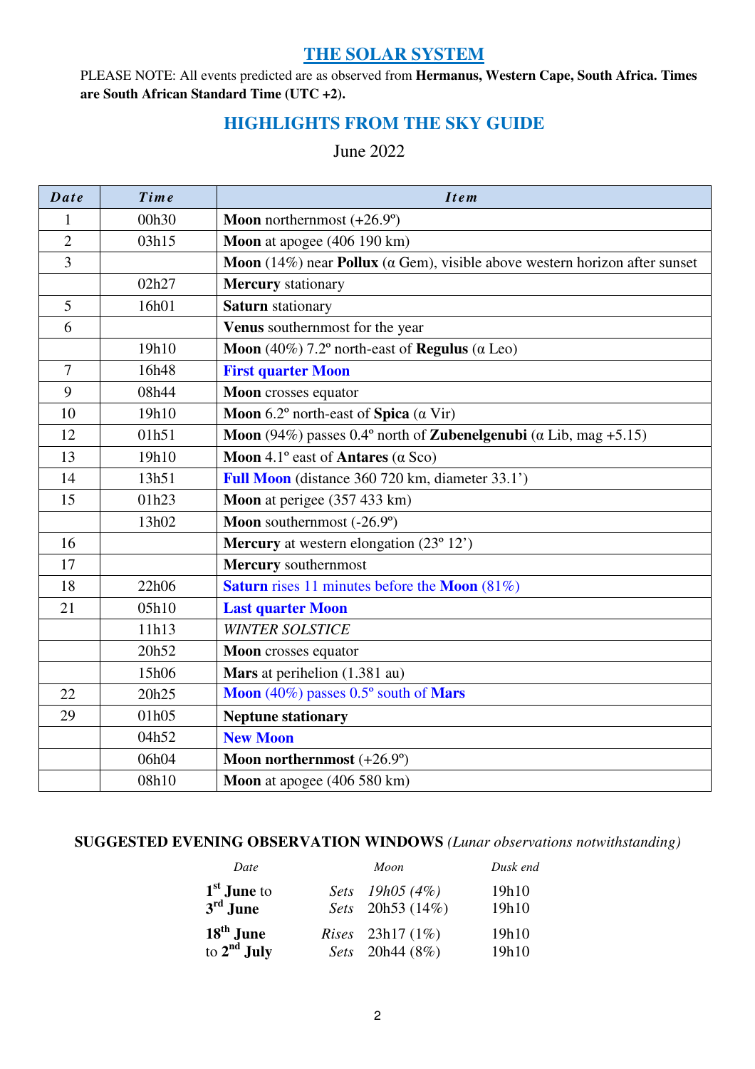## THE SOLAR SYSTEM

PLEASE NOTE: All events predicted are as observed from **Hermanus, Western Cape, South Africa. Times are South African Standard Time (UTC +2).**

## HIGHLIGHTS FROM THE SKY GUIDE

June 2022

| *Date* | *Time* | *Item* |
|---|---|---|
| 1 | 00h30 | **Moon** northernmost (+26.9º) |
| 2 | 03h15 | **Moon** at apogee (406 190 km) |
| 3 | | **Moon** (14%) near **Pollux** (α Gem), visible above western horizon after sunset |
| | 02h27 | **Mercury** stationary |
| 5 | 16h01 | **Saturn** stationary |
| 6 | | **Venus** southernmost for the year |
| | 19h10 | **Moon** (40%) 7.2º north-east of **Regulus** (α Leo) |
| 7 | 16h48 | **First quarter Moon** |
| 9 | 08h44 | **Moon** crosses equator |
| 10 | 19h10 | **Moon** 6.2º north-east of **Spica** (α Vir) |
| 12 | 01h51 | **Moon** (94%) passes 0.4º north of **Zubenelgenubi** (α Lib, mag +5.15) |
| 13 | 19h10 | **Moon** 4.1º east of **Antares** (α Sco) |
| 14 | 13h51 | **Full Moon** (distance 360 720 km, diameter 33.1') |
| 15 | 01h23 | **Moon** at perigee (357 433 km) |
| | 13h02 | **Moon** southernmost (-26.9º) |
| 16 | | **Mercury** at western elongation (23º 12') |
| 17 | | **Mercury** southernmost |
| 18 | 22h06 | **Saturn** rises 11 minutes before the **Moon** (81%) |
| 21 | 05h10 | **Last quarter Moon** |
| | 11h13 | *WINTER SOLSTICE* |
| | 20h52 | **Moon** crosses equator |
| | 15h06 | **Mars** at perihelion (1.381 au) |
| 22 | 20h25 | **Moon** (40%) passes 0.5º south of **Mars** |
| 29 | 01h05 | **Neptune stationary** |
| | 04h52 | **New Moon** |
| | 06h04 | **Moon northernmost** (+26.9º) |
| | 08h10 | **Moon** at apogee (406 580 km) |

**SUGGESTED EVENING OBSERVATION WINDOWS** *(Lunar observations notwithstanding)*

| *Date* | | *Moon* | *Dusk end* |
|---|---|---|---|
| **1st June** to | *Sets* | *19h05 (4%)* | 19h10 |
| **3rd June** | *Sets* | 20h53 (14%) | 19h10 |
| **18th June** | *Rises* | 23h17 (1%) | 19h10 |
| to **2nd July** | *Sets* | 20h44 (8%) | 19h10 |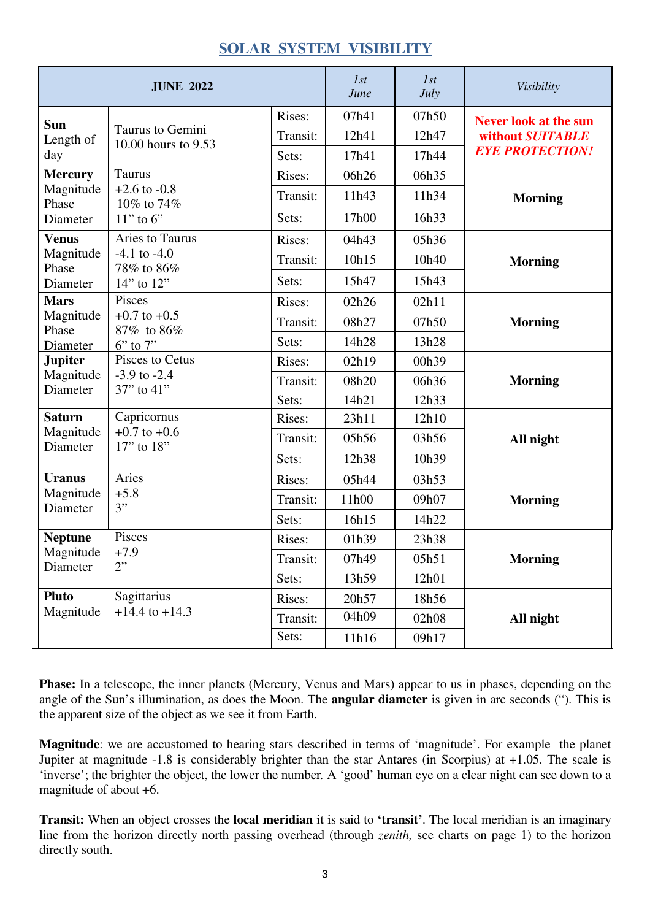## SOLAR SYSTEM VISIBILITY

| JUNE 2022 | | | *1st June* | *1st July* | *Visibility* |
|---|---|---|---|---|---|
| **Sun** Length of day | Taurus to Gemini 10.00 hours to 9.53 | Rises: | 07h41 | 07h50 | **Never look at the sun without *SUITABLE EYE PROTECTION!*** |
| | | Transit: | 12h41 | 12h47 | |
| | | Sets: | 17h41 | 17h44 | |
| **Mercury** Magnitude Phase Diameter | Taurus +2.6 to -0.8 10% to 74% 11" to 6" | Rises: | 06h26 | 06h35 | **Morning** |
| | | Transit: | 11h43 | 11h34 | |
| | | Sets: | 17h00 | 16h33 | |
| **Venus** Magnitude Phase Diameter | Aries to Taurus -4.1 to -4.0 78% to 86% 14" to 12" | Rises: | 04h43 | 05h36 | **Morning** |
| | | Transit: | 10h15 | 10h40 | |
| | | Sets: | 15h47 | 15h43 | |
| **Mars** Magnitude Phase Diameter | Pisces +0.7 to +0.5 87% to 86% 6" to 7" | Rises: | 02h26 | 02h11 | **Morning** |
| | | Transit: | 08h27 | 07h50 | |
| | | Sets: | 14h28 | 13h28 | |
| **Jupiter** Magnitude Diameter | Pisces to Cetus -3.9 to -2.4 37" to 41" | Rises: | 02h19 | 00h39 | **Morning** |
| | | Transit: | 08h20 | 06h36 | |
| | | Sets: | 14h21 | 12h33 | |
| **Saturn** Magnitude Diameter | Capricornus +0.7 to +0.6 17" to 18" | Rises: | 23h11 | 12h10 | **All night** |
| | | Transit: | 05h56 | 03h56 | |
| | | Sets: | 12h38 | 10h39 | |
| **Uranus** Magnitude Diameter | Aries +5.8 3" | Rises: | 05h44 | 03h53 | **Morning** |
| | | Transit: | 11h00 | 09h07 | |
| | | Sets: | 16h15 | 14h22 | |
| **Neptune** Magnitude Diameter | Pisces +7.9 2" | Rises: | 01h39 | 23h38 | **Morning** |
| | | Transit: | 07h49 | 05h51 | |
| | | Sets: | 13h59 | 12h01 | |
| **Pluto** Magnitude | Sagittarius +14.4 to +14.3 | Rises: | 20h57 | 18h56 | **All night** |
| | | Transit: | 04h09 | 02h08 | |
| | | Sets: | 11h16 | 09h17 | |

**Phase:** In a telescope, the inner planets (Mercury, Venus and Mars) appear to us in phases, depending on the angle of the Sun's illumination, as does the Moon. The **angular diameter** is given in arc seconds ("). This is the apparent size of the object as we see it from Earth.

**Magnitude**: we are accustomed to hearing stars described in terms of 'magnitude'. For example the planet Jupiter at magnitude -1.8 is considerably brighter than the star Antares (in Scorpius) at +1.05. The scale is 'inverse'; the brighter the object, the lower the number. A 'good' human eye on a clear night can see down to a magnitude of about +6.

**Transit:** When an object crosses the **local meridian** it is said to **'transit'**. The local meridian is an imaginary line from the horizon directly north passing overhead (through *zenith,* see charts on page 1) to the horizon directly south.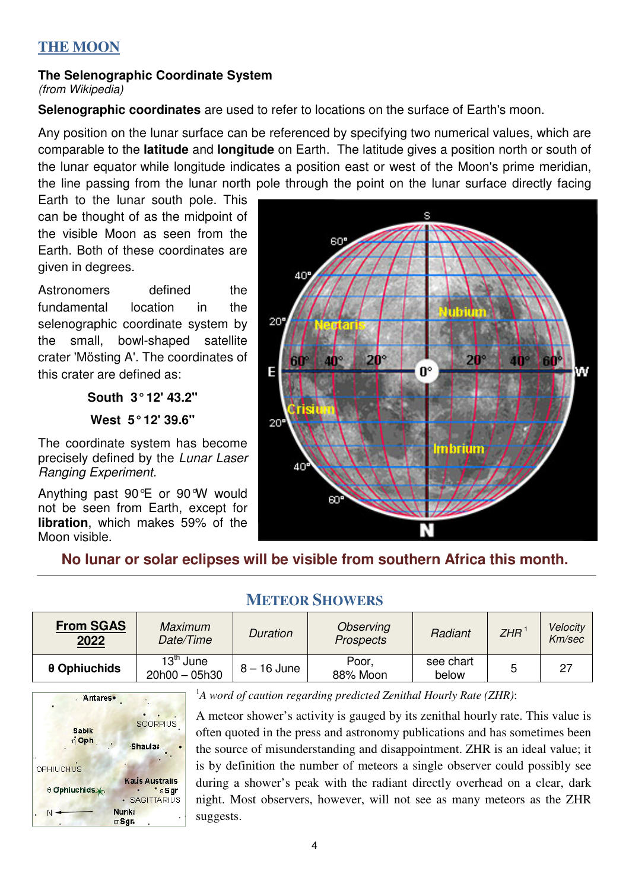## THE MOON

### The Selenographic Coordinate System

*(from Wikipedia)*

**Selenographic coordinates** are used to refer to locations on the surface of Earth's moon.

Any position on the lunar surface can be referenced by specifying two numerical values, which are comparable to the **latitude** and **longitude** on Earth. The latitude gives a position north or south of the lunar equator while longitude indicates a position east or west of the Moon's prime meridian, the line passing from the lunar north pole through the point on the lunar surface directly facing Earth to the lunar south pole. This can be thought of as the midpoint of the visible Moon as seen from the Earth. Both of these coordinates are given in degrees.

Astronomers defined the fundamental location in the selenographic coordinate system by the small, bowl-shaped satellite crater 'Mösting A'. The coordinates of this crater are defined as:

**South 3° 12' 43.2"**

**West 5° 12' 39.6"**

The coordinate system has become precisely defined by the *Lunar Laser Ranging Experiment*.

Anything past 90°E or 90°W would not be seen from Earth, except for **libration**, which makes 59% of the Moon visible.

S
60°
40°
20°
E
60° 40° 20° 0° 20° 40° 60°
W
20°
40°
60°
N
Nubium
Nectaris
Crisium
Imbrium

**No lunar or solar eclipses will be visible from southern Africa this month.**

---

## METEOR SHOWERS

| **From SGAS 2022** | *Maximum Date/Time* | *Duration* | *Observing Prospects* | *Radiant* | *ZHR*[1] | *Velocity Km/sec* |
|---|---|---|---|---|---|---|
| **θ Ophiuchids** | 13th June 20h00 – 05h30 | 8 – 16 June | Poor, 88% Moon | see chart below | 5 | 27 |

Antares
SCORPIUS
Sabik
η Oph
Shaula
OPHIUCHUS
θ Ophiuchids
Kaus Australis
ε Sgr
SAGITTARIUS
N
Nunki
σ Sgr

[1]*A word of caution regarding predicted Zenithal Hourly Rate (ZHR)*:

A meteor shower's activity is gauged by its zenithal hourly rate. This value is often quoted in the press and astronomy publications and has sometimes been the source of misunderstanding and disappointment. ZHR is an ideal value; it is by definition the number of meteors a single observer could possibly see during a shower's peak with the radiant directly overhead on a clear, dark night. Most observers, however, will not see as many meteors as the ZHR suggests.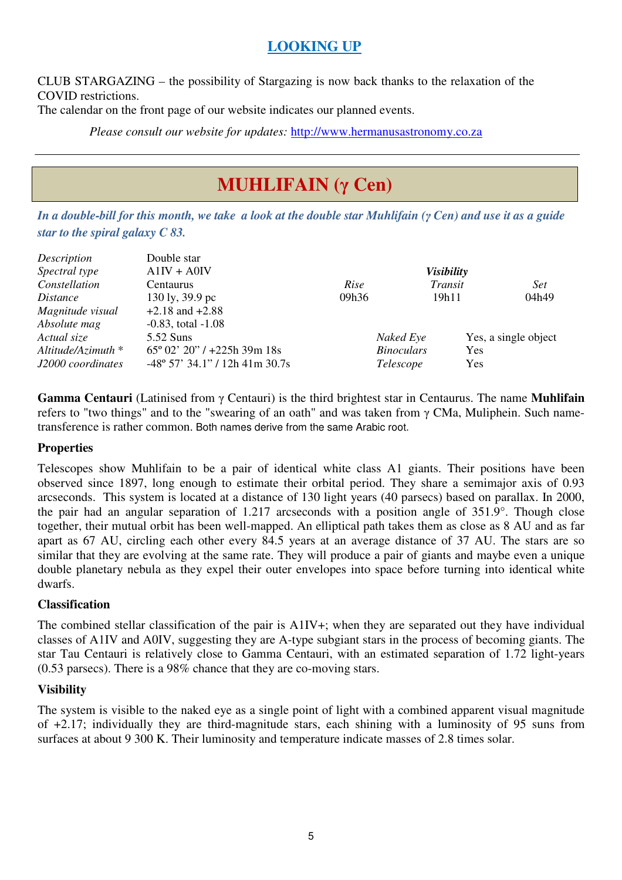## LOOKING UP

CLUB STARGAZING – the possibility of Stargazing is now back thanks to the relaxation of the COVID restrictions.
The calendar on the front page of our website indicates our planned events.

*Please consult our website for updates:* http://www.hermanusastronomy.co.za

---

# MUHLIFAIN (γ Cen)

***In a double-bill for this month, we take a look at the double star Muhlifain (γ Cen) and use it as a guide star to the spiral galaxy C 83.***

| | | | | |
|---|---|---|---|---|
| *Description* | Double star | | | |
| *Spectral type* | A1IV + A0IV | | ***Visibility*** | |
| *Constellation* | Centaurus | *Rise* | *Transit* | *Set* |
| *Distance* | 130 ly, 39.9 pc | 09h36 | 19h11 | 04h49 |
| *Magnitude visual* | +2.18 and +2.88 | | | |
| *Absolute mag* | -0.83, total -1.08 | | | |
| *Actual size* | 5.52 Suns | | *Naked Eye* | Yes, a single object |
| *Altitude/Azimuth \** | 65º 02' 20" / +225h 39m 18s | | *Binoculars* | Yes |
| *J2000 coordinates* | -48º 57' 34.1" / 12h 41m 30.7s | | *Telescope* | Yes |

**Gamma Centauri** (Latinised from γ Centauri) is the third brightest star in Centaurus. The name **Muhlifain** refers to "two things" and to the "swearing of an oath" and was taken from γ CMa, Muliphein. Such name-transference is rather common. Both names derive from the same Arabic root.

### Properties

Telescopes show Muhlifain to be a pair of identical white class A1 giants. Their positions have been observed since 1897, long enough to estimate their orbital period. They share a semimajor axis of 0.93 arcseconds. This system is located at a distance of 130 light years (40 parsecs) based on parallax. In 2000, the pair had an angular separation of 1.217 arcseconds with a position angle of 351.9°. Though close together, their mutual orbit has been well-mapped. An elliptical path takes them as close as 8 AU and as far apart as 67 AU, circling each other every 84.5 years at an average distance of 37 AU. The stars are so similar that they are evolving at the same rate. They will produce a pair of giants and maybe even a unique double planetary nebula as they expel their outer envelopes into space before turning into identical white dwarfs.

### Classification

The combined stellar classification of the pair is A1IV+; when they are separated out they have individual classes of A1IV and A0IV, suggesting they are A-type subgiant stars in the process of becoming giants. The star Tau Centauri is relatively close to Gamma Centauri, with an estimated separation of 1.72 light-years (0.53 parsecs). There is a 98% chance that they are co-moving stars.

### Visibility

The system is visible to the naked eye as a single point of light with a combined apparent visual magnitude of +2.17; individually they are third-magnitude stars, each shining with a luminosity of 95 suns from surfaces at about 9 300 K. Their luminosity and temperature indicate masses of 2.8 times solar.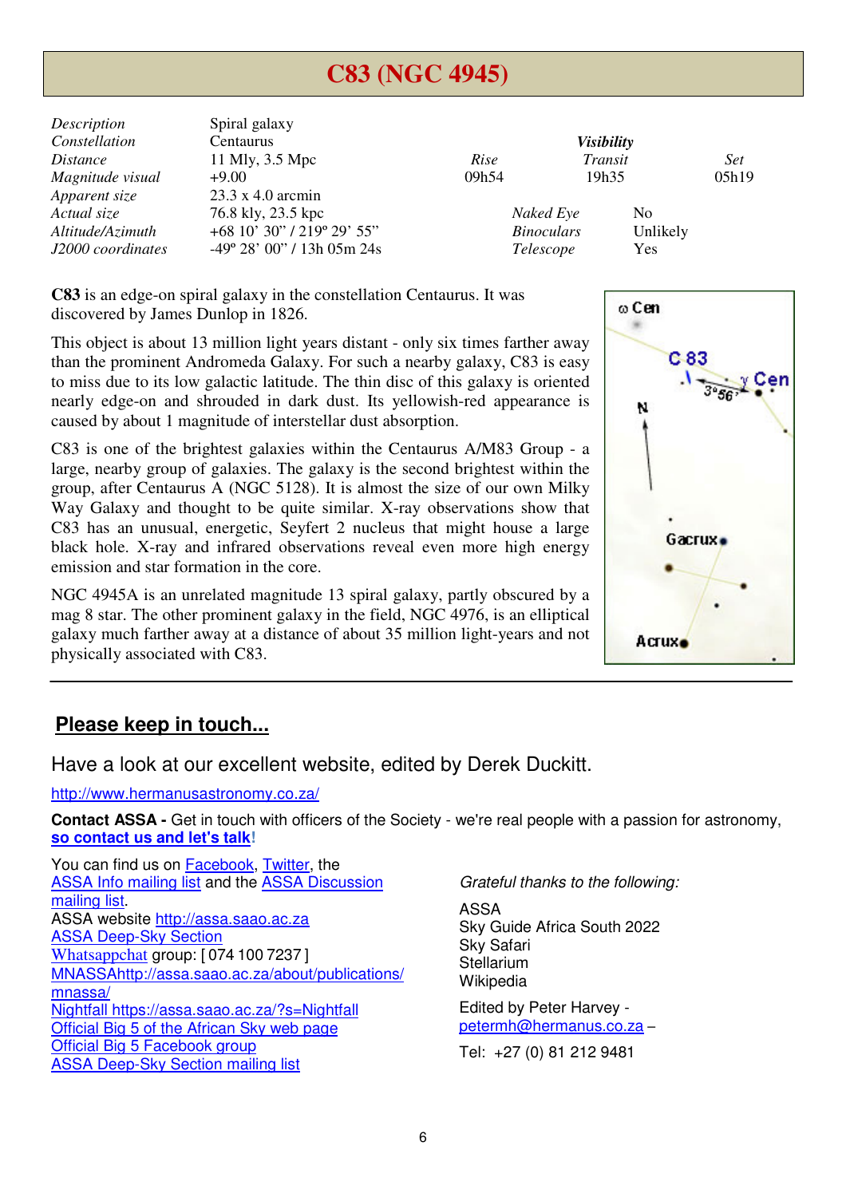# C83 (NGC 4945)

| | | | | |
|---|---|---|---|---|
| *Description* | Spiral galaxy | | | |
| *Constellation* | Centaurus | | ***Visibility*** | |
| *Distance* | 11 Mly, 3.5 Mpc | *Rise* | *Transit* | *Set* |
| *Magnitude visual* | +9.00 | 09h54 | 19h35 | 05h19 |
| *Apparent size* | 23.3 x 4.0 arcmin | | | |
| *Actual size* | 76.8 kly, 23.5 kpc | | *Naked Eye* | No |
| *Altitude/Azimuth* | +68 10' 30" / 219º 29' 55" | | *Binoculars* | Unlikely |
| *J2000 coordinates* | -49º 28' 00" / 13h 05m 24s | | *Telescope* | Yes |

**C83** is an edge-on spiral galaxy in the constellation Centaurus. It was discovered by James Dunlop in 1826.

This object is about 13 million light years distant - only six times farther away than the prominent Andromeda Galaxy. For such a nearby galaxy, C83 is easy to miss due to its low galactic latitude. The thin disc of this galaxy is oriented nearly edge-on and shrouded in dark dust. Its yellowish-red appearance is caused by about 1 magnitude of interstellar dust absorption.

C83 is one of the brightest galaxies within the Centaurus A/M83 Group - a large, nearby group of galaxies. The galaxy is the second brightest within the group, after Centaurus A (NGC 5128). It is almost the size of our own Milky Way Galaxy and thought to be quite similar. X-ray observations show that C83 has an unusual, energetic, Seyfert 2 nucleus that might house a large black hole. X-ray and infrared observations reveal even more high energy emission and star formation in the core.

NGC 4945A is an unrelated magnitude 13 spiral galaxy, partly obscured by a mag 8 star. The other prominent galaxy in the field, NGC 4976, is an elliptical galaxy much farther away at a distance of about 35 million light-years and not physically associated with C83.

ω Cen
C 83
3°56'
γ Cen
N
Gacrux
Acrux

---

## Please keep in touch...

Have a look at our excellent website, edited by Derek Duckitt.

http://www.hermanusastronomy.co.za/

**Contact ASSA -** Get in touch with officers of the Society - we're real people with a passion for astronomy, **so contact us and let's talk!**

You can find us on Facebook, Twitter, the ASSA Info mailing list and the ASSA Discussion mailing list.
ASSA website http://assa.saao.ac.za
ASSA Deep-Sky Section
Whatsappchat group: [ 074 100 7237 ]
MNASSAhttp://assa.saao.ac.za/about/publications/mnassa/
Nightfall https://assa.saao.ac.za/?s=Nightfall
Official Big 5 of the African Sky web page
Official Big 5 Facebook group
ASSA Deep-Sky Section mailing list

*Grateful thanks to the following:*

ASSA
Sky Guide Africa South 2022
Sky Safari
Stellarium
Wikipedia

Edited by Peter Harvey - petermh@hermanus.co.za –

Tel: +27 (0) 81 212 9481